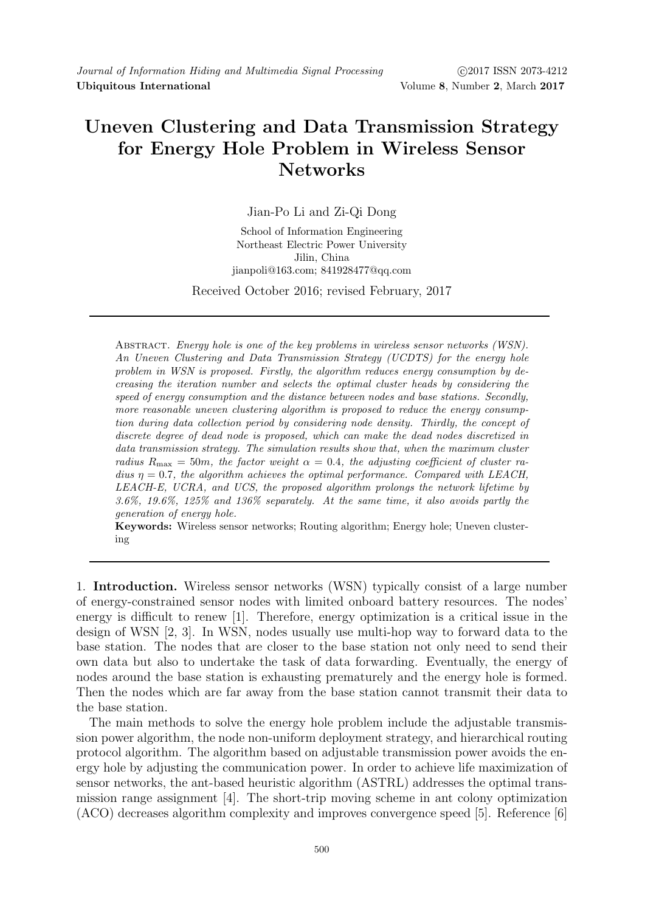# Uneven Clustering and Data Transmission Strategy for Energy Hole Problem in Wireless Sensor Networks

Jian-Po Li and Zi-Qi Dong

School of Information Engineering
Northeast Electric Power University
Jilin, China
jianpoli@163.com; 841928477@qq.com

Received October 2016; revised February, 2017

Abstract. *Energy hole is one of the key problems in wireless sensor networks (WSN). An Uneven Clustering and Data Transmission Strategy (UCDTS) for the energy hole problem in WSN is proposed. Firstly, the algorithm reduces energy consumption by decreasing the iteration number and selects the optimal cluster heads by considering the speed of energy consumption and the distance between nodes and base stations. Secondly, more reasonable uneven clustering algorithm is proposed to reduce the energy consumption during data collection period by considering node density. Thirdly, the concept of discrete degree of dead node is proposed, which can make the dead nodes discretized in data transmission strategy. The simulation results show that, when the maximum cluster radius $R_{\max} = 50m$, the factor weight $\alpha = 0.4$, the adjusting coefficient of cluster radius $\eta = 0.7$, the algorithm achieves the optimal performance. Compared with LEACH, LEACH-E, UCRA, and UCS, the proposed algorithm prolongs the network lifetime by 3.6%, 19.6%, 125% and 136% separately. At the same time, it also avoids partly the generation of energy hole.*

**Keywords:** Wireless sensor networks; Routing algorithm; Energy hole; Uneven clustering

1. **Introduction.** Wireless sensor networks (WSN) typically consist of a large number of energy-constrained sensor nodes with limited onboard battery resources. The nodes' energy is difficult to renew [1]. Therefore, energy optimization is a critical issue in the design of WSN [2, 3]. In WSN, nodes usually use multi-hop way to forward data to the base station. The nodes that are closer to the base station not only need to send their own data but also to undertake the task of data forwarding. Eventually, the energy of nodes around the base station is exhausting prematurely and the energy hole is formed. Then the nodes which are far away from the base station cannot transmit their data to the base station.

The main methods to solve the energy hole problem include the adjustable transmission power algorithm, the node non-uniform deployment strategy, and hierarchical routing protocol algorithm. The algorithm based on adjustable transmission power avoids the energy hole by adjusting the communication power. In order to achieve life maximization of sensor networks, the ant-based heuristic algorithm (ASTRL) addresses the optimal transmission range assignment [4]. The short-trip moving scheme in ant colony optimization (ACO) decreases algorithm complexity and improves convergence speed [5]. Reference [6]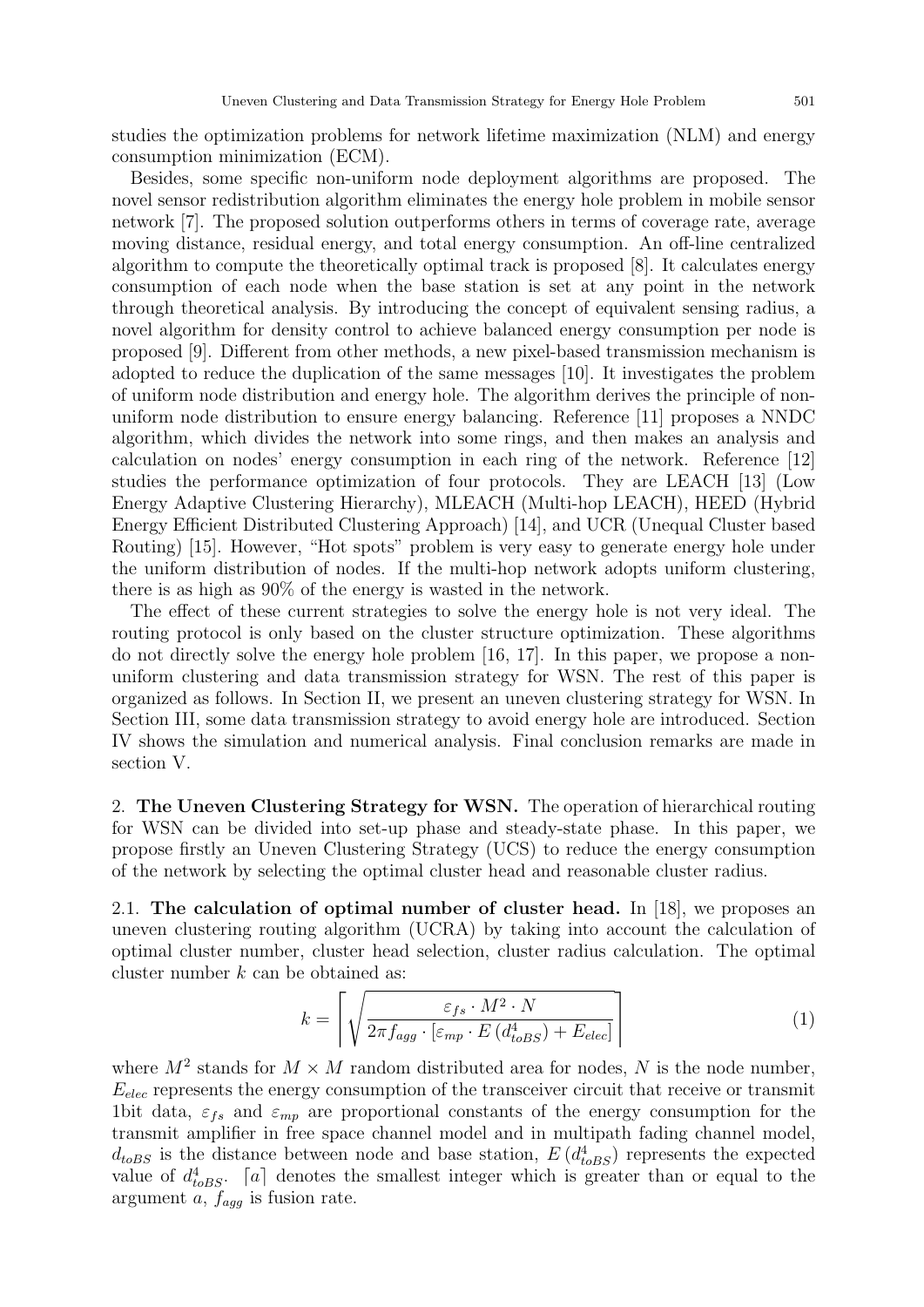studies the optimization problems for network lifetime maximization (NLM) and energy consumption minimization (ECM).

Besides, some specific non-uniform node deployment algorithms are proposed. The novel sensor redistribution algorithm eliminates the energy hole problem in mobile sensor network [7]. The proposed solution outperforms others in terms of coverage rate, average moving distance, residual energy, and total energy consumption. An off-line centralized algorithm to compute the theoretically optimal track is proposed [8]. It calculates energy consumption of each node when the base station is set at any point in the network through theoretical analysis. By introducing the concept of equivalent sensing radius, a novel algorithm for density control to achieve balanced energy consumption per node is proposed [9]. Different from other methods, a new pixel-based transmission mechanism is adopted to reduce the duplication of the same messages [10]. It investigates the problem of uniform node distribution and energy hole. The algorithm derives the principle of non-uniform node distribution to ensure energy balancing. Reference [11] proposes a NNDC algorithm, which divides the network into some rings, and then makes an analysis and calculation on nodes' energy consumption in each ring of the network. Reference [12] studies the performance optimization of four protocols. They are LEACH [13] (Low Energy Adaptive Clustering Hierarchy), MLEACH (Multi-hop LEACH), HEED (Hybrid Energy Efficient Distributed Clustering Approach) [14], and UCR (Unequal Cluster based Routing) [15]. However, "Hot spots" problem is very easy to generate energy hole under the uniform distribution of nodes. If the multi-hop network adopts uniform clustering, there is as high as 90% of the energy is wasted in the network.

The effect of these current strategies to solve the energy hole is not very ideal. The routing protocol is only based on the cluster structure optimization. These algorithms do not directly solve the energy hole problem [16, 17]. In this paper, we propose a non-uniform clustering and data transmission strategy for WSN. The rest of this paper is organized as follows. In Section II, we present an uneven clustering strategy for WSN. In Section III, some data transmission strategy to avoid energy hole are introduced. Section IV shows the simulation and numerical analysis. Final conclusion remarks are made in section V.

## 2. The Uneven Clustering Strategy for WSN.

The operation of hierarchical routing for WSN can be divided into set-up phase and steady-state phase. In this paper, we propose firstly an Uneven Clustering Strategy (UCS) to reduce the energy consumption of the network by selecting the optimal cluster head and reasonable cluster radius.

### 2.1. The calculation of optimal number of cluster head.

In [18], we proposes an uneven clustering routing algorithm (UCRA) by taking into account the calculation of optimal cluster number, cluster head selection, cluster radius calculation. The optimal cluster number $k$ can be obtained as:

$$k = \left\lceil \sqrt{\frac{\varepsilon_{fs} \cdot M^2 \cdot N}{2\pi f_{agg} \cdot \left[\varepsilon_{mp} \cdot E\left(d_{toBS}^4\right) + E_{elec}\right]}} \right\rceil \tag{1}$$

where $M^2$ stands for $M \times M$ random distributed area for nodes, $N$ is the node number, $E_{elec}$ represents the energy consumption of the transceiver circuit that receive or transmit 1bit data, $\varepsilon_{fs}$ and $\varepsilon_{mp}$ are proportional constants of the energy consumption for the transmit amplifier in free space channel model and in multipath fading channel model, $d_{toBS}$ is the distance between node and base station, $E\left(d_{toBS}^4\right)$ represents the expected value of $d_{toBS}^4$. $\lceil a \rceil$ denotes the smallest integer which is greater than or equal to the argument $a$, $f_{agg}$ is fusion rate.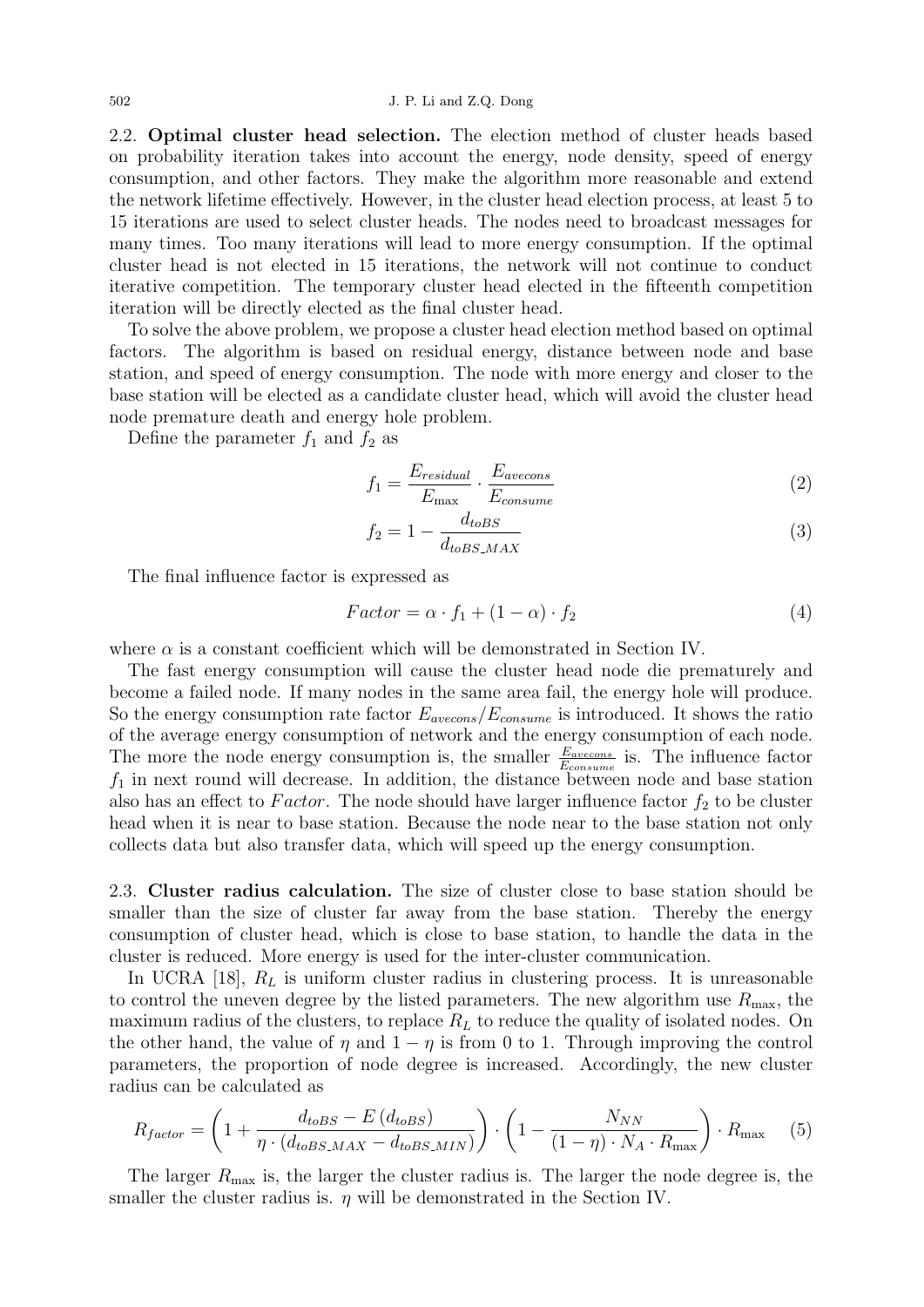2.2. **Optimal cluster head selection.** The election method of cluster heads based on probability iteration takes into account the energy, node density, speed of energy consumption, and other factors. They make the algorithm more reasonable and extend the network lifetime effectively. However, in the cluster head election process, at least 5 to 15 iterations are used to select cluster heads. The nodes need to broadcast messages for many times. Too many iterations will lead to more energy consumption. If the optimal cluster head is not elected in 15 iterations, the network will not continue to conduct iterative competition. The temporary cluster head elected in the fifteenth competition iteration will be directly elected as the final cluster head.

To solve the above problem, we propose a cluster head election method based on optimal factors. The algorithm is based on residual energy, distance between node and base station, and speed of energy consumption. The node with more energy and closer to the base station will be elected as a candidate cluster head, which will avoid the cluster head node premature death and energy hole problem.

Define the parameter $f_1$ and $f_2$ as

$$f_1 = \frac{E_{residual}}{E_{\max}} \cdot \frac{E_{avecons}}{E_{consume}} \tag{2}$$

$$f_2 = 1 - \frac{d_{toBS}}{d_{toBS\_MAX}} \tag{3}$$

The final influence factor is expressed as

$$Factor = \alpha \cdot f_1 + (1 - \alpha) \cdot f_2 \tag{4}$$

where $\alpha$ is a constant coefficient which will be demonstrated in Section IV.

The fast energy consumption will cause the cluster head node die prematurely and become a failed node. If many nodes in the same area fail, the energy hole will produce. So the energy consumption rate factor $E_{avecons}/E_{consume}$ is introduced. It shows the ratio of the average energy consumption of network and the energy consumption of each node. The more the node energy consumption is, the smaller $\frac{E_{avecons}}{E_{consume}}$ is. The influence factor $f_1$ in next round will decrease. In addition, the distance between node and base station also has an effect to $Factor$. The node should have larger influence factor $f_2$ to be cluster head when it is near to base station. Because the node near to the base station not only collects data but also transfer data, which will speed up the energy consumption.

2.3. **Cluster radius calculation.** The size of cluster close to base station should be smaller than the size of cluster far away from the base station. Thereby the energy consumption of cluster head, which is close to base station, to handle the data in the cluster is reduced. More energy is used for the inter-cluster communication.

In UCRA [18], $R_L$ is uniform cluster radius in clustering process. It is unreasonable to control the uneven degree by the listed parameters. The new algorithm use $R_{\max}$, the maximum radius of the clusters, to replace $R_L$ to reduce the quality of isolated nodes. On the other hand, the value of $\eta$ and $1 - \eta$ is from 0 to 1. Through improving the control parameters, the proportion of node degree is increased. Accordingly, the new cluster radius can be calculated as

$$R_{factor} = \left(1 + \frac{d_{toBS} - E\left(d_{toBS}\right)}{\eta \cdot \left(d_{toBS\_MAX} - d_{toBS\_MIN}\right)}\right) \cdot \left(1 - \frac{N_{NN}}{(1 - \eta) \cdot N_A \cdot R_{\max}}\right) \cdot R_{\max} \tag{5}$$

The larger $R_{\max}$ is, the larger the cluster radius is. The larger the node degree is, the smaller the cluster radius is. $\eta$ will be demonstrated in the Section IV.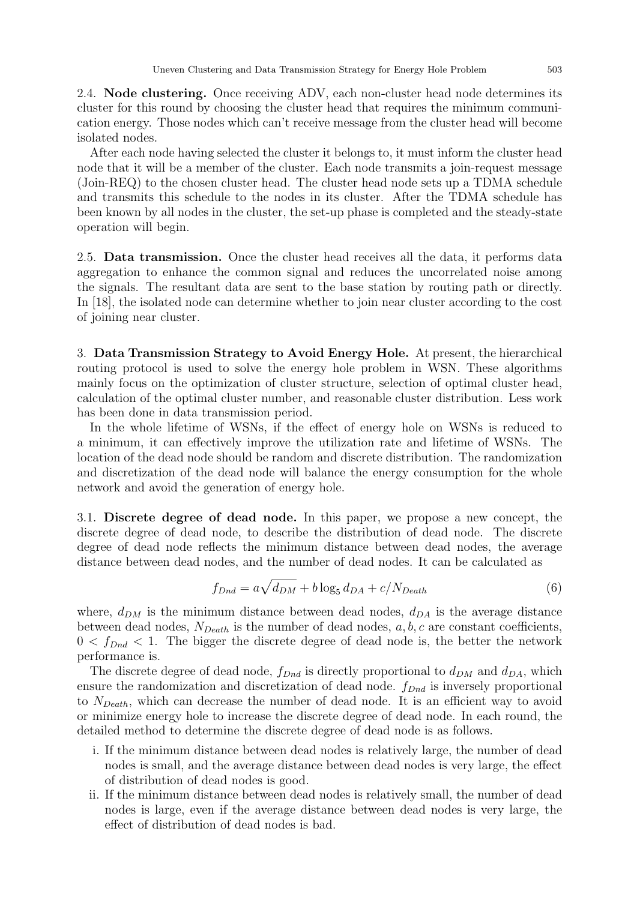**2.4. Node clustering.** Once receiving ADV, each non-cluster head node determines its cluster for this round by choosing the cluster head that requires the minimum communication energy. Those nodes which can't receive message from the cluster head will become isolated nodes.

After each node having selected the cluster it belongs to, it must inform the cluster head node that it will be a member of the cluster. Each node transmits a join-request message (Join-REQ) to the chosen cluster head. The cluster head node sets up a TDMA schedule and transmits this schedule to the nodes in its cluster. After the TDMA schedule has been known by all nodes in the cluster, the set-up phase is completed and the steady-state operation will begin.

**2.5. Data transmission.** Once the cluster head receives all the data, it performs data aggregation to enhance the common signal and reduces the uncorrelated noise among the signals. The resultant data are sent to the base station by routing path or directly. In [18], the isolated node can determine whether to join near cluster according to the cost of joining near cluster.

## 3. Data Transmission Strategy to Avoid Energy Hole.

At present, the hierarchical routing protocol is used to solve the energy hole problem in WSN. These algorithms mainly focus on the optimization of cluster structure, selection of optimal cluster head, calculation of the optimal cluster number, and reasonable cluster distribution. Less work has been done in data transmission period.

In the whole lifetime of WSNs, if the effect of energy hole on WSNs is reduced to a minimum, it can effectively improve the utilization rate and lifetime of WSNs. The location of the dead node should be random and discrete distribution. The randomization and discretization of the dead node will balance the energy consumption for the whole network and avoid the generation of energy hole.

**3.1. Discrete degree of dead node.** In this paper, we propose a new concept, the discrete degree of dead node, to describe the distribution of dead node. The discrete degree of dead node reflects the minimum distance between dead nodes, the average distance between dead nodes, and the number of dead nodes. It can be calculated as

$$f_{Dnd} = a\sqrt{d_{DM}} + b\log_5 d_{DA} + c/N_{Death} \tag{6}$$

where, $d_{DM}$ is the minimum distance between dead nodes, $d_{DA}$ is the average distance between dead nodes, $N_{Death}$ is the number of dead nodes, $a, b, c$ are constant coefficients, $0 < f_{Dnd} < 1$. The bigger the discrete degree of dead node is, the better the network performance is.

The discrete degree of dead node, $f_{Dnd}$ is directly proportional to $d_{DM}$ and $d_{DA}$, which ensure the randomization and discretization of dead node. $f_{Dnd}$ is inversely proportional to $N_{Death}$, which can decrease the number of dead node. It is an efficient way to avoid or minimize energy hole to increase the discrete degree of dead node. In each round, the detailed method to determine the discrete degree of dead node is as follows.

i. If the minimum distance between dead nodes is relatively large, the number of dead nodes is small, and the average distance between dead nodes is very large, the effect of distribution of dead nodes is good.
ii. If the minimum distance between dead nodes is relatively small, the number of dead nodes is large, even if the average distance between dead nodes is very large, the effect of distribution of dead nodes is bad.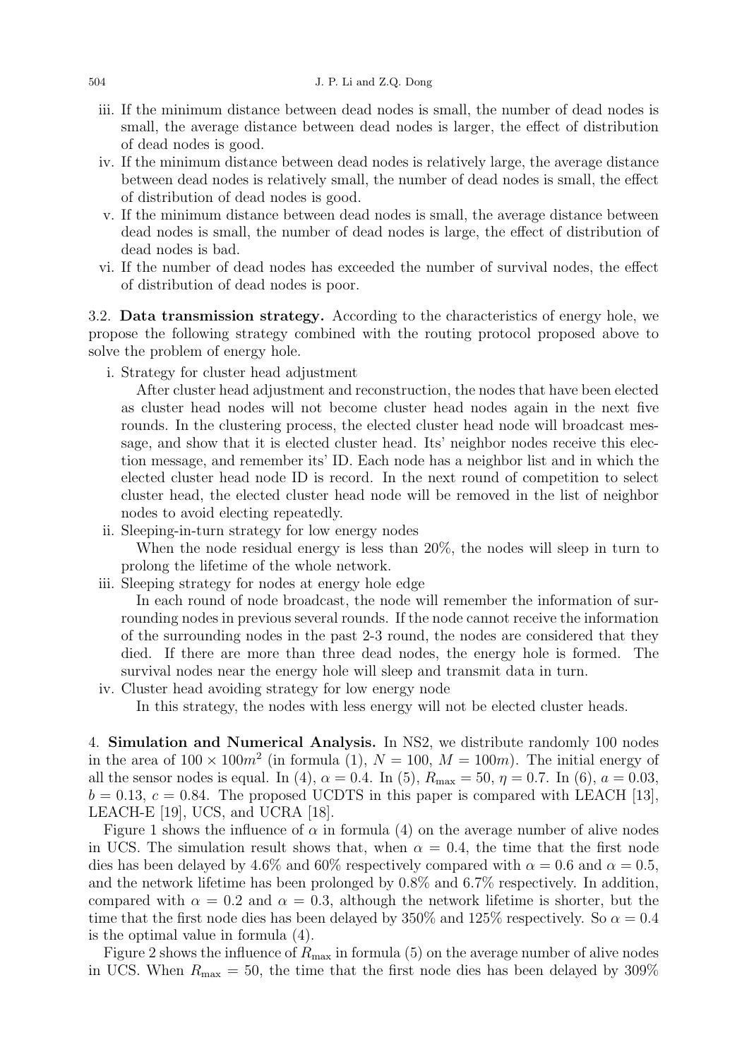iii. If the minimum distance between dead nodes is small, the number of dead nodes is small, the average distance between dead nodes is larger, the effect of distribution of dead nodes is good.

iv. If the minimum distance between dead nodes is relatively large, the average distance between dead nodes is relatively small, the number of dead nodes is small, the effect of distribution of dead nodes is good.

v. If the minimum distance between dead nodes is small, the average distance between dead nodes is small, the number of dead nodes is large, the effect of distribution of dead nodes is bad.

vi. If the number of dead nodes has exceeded the number of survival nodes, the effect of distribution of dead nodes is poor.

3.2. **Data transmission strategy.** According to the characteristics of energy hole, we propose the following strategy combined with the routing protocol proposed above to solve the problem of energy hole.

i. Strategy for cluster head adjustment

After cluster head adjustment and reconstruction, the nodes that have been elected as cluster head nodes will not become cluster head nodes again in the next five rounds. In the clustering process, the elected cluster head node will broadcast message, and show that it is elected cluster head. Its' neighbor nodes receive this election message, and remember its' ID. Each node has a neighbor list and in which the elected cluster head node ID is record. In the next round of competition to select cluster head, the elected cluster head node will be removed in the list of neighbor nodes to avoid electing repeatedly.

ii. Sleeping-in-turn strategy for low energy nodes

When the node residual energy is less than 20%, the nodes will sleep in turn to prolong the lifetime of the whole network.

iii. Sleeping strategy for nodes at energy hole edge

In each round of node broadcast, the node will remember the information of surrounding nodes in previous several rounds. If the node cannot receive the information of the surrounding nodes in the past 2-3 round, the nodes are considered that they died. If there are more than three dead nodes, the energy hole is formed. The survival nodes near the energy hole will sleep and transmit data in turn.

iv. Cluster head avoiding strategy for low energy node

In this strategy, the nodes with less energy will not be elected cluster heads.

4. **Simulation and Numerical Analysis.** In NS2, we distribute randomly 100 nodes in the area of $100 \times 100m^2$ (in formula (1), $N = 100$, $M = 100m$). The initial energy of all the sensor nodes is equal. In (4), $\alpha = 0.4$. In (5), $R_{\max} = 50$, $\eta = 0.7$. In (6), $a = 0.03$, $b = 0.13$, $c = 0.84$. The proposed UCDTS in this paper is compared with LEACH [13], LEACH-E [19], UCS, and UCRA [18].

Figure 1 shows the influence of $\alpha$ in formula (4) on the average number of alive nodes in UCS. The simulation result shows that, when $\alpha = 0.4$, the time that the first node dies has been delayed by 4.6% and 60% respectively compared with $\alpha = 0.6$ and $\alpha = 0.5$, and the network lifetime has been prolonged by 0.8% and 6.7% respectively. In addition, compared with $\alpha = 0.2$ and $\alpha = 0.3$, although the network lifetime is shorter, but the time that the first node dies has been delayed by 350% and 125% respectively. So $\alpha = 0.4$ is the optimal value in formula (4).

Figure 2 shows the influence of $R_{\max}$ in formula (5) on the average number of alive nodes in UCS. When $R_{\max} = 50$, the time that the first node dies has been delayed by 309%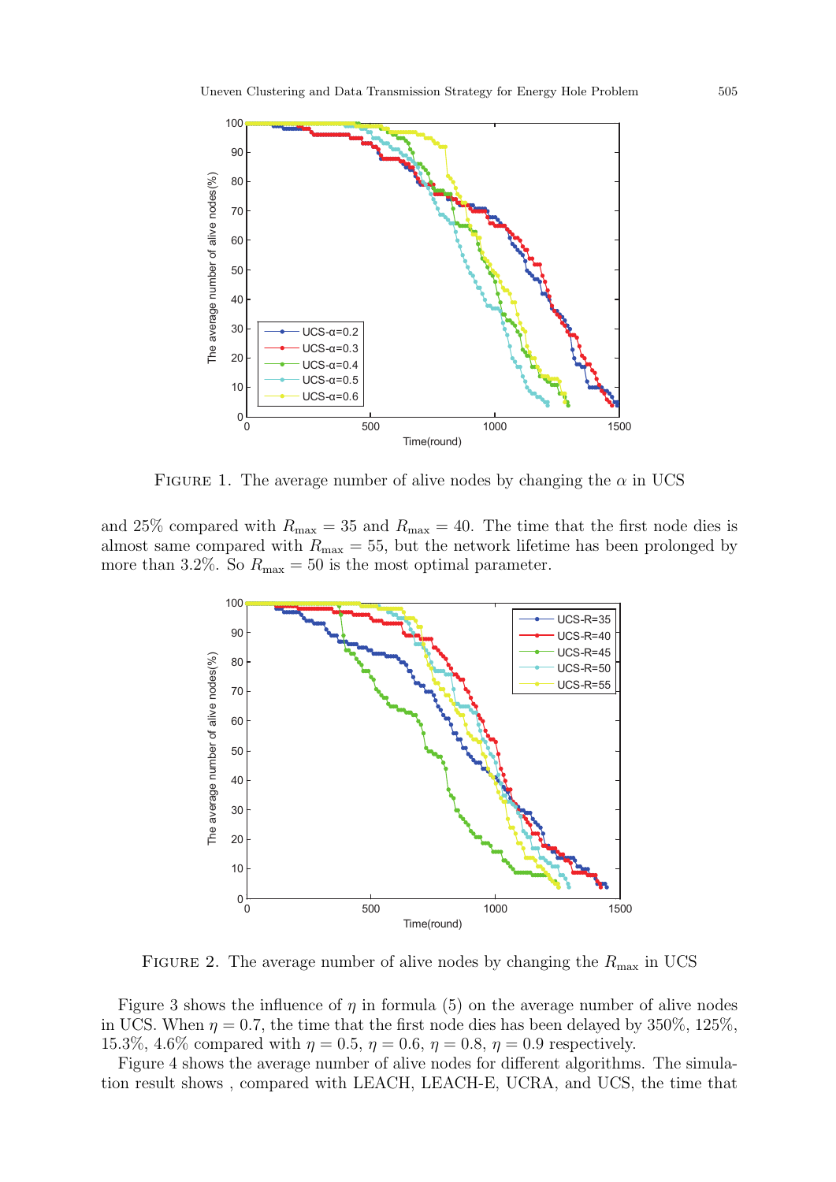FIGURE 1. The average number of alive nodes by changing the $\alpha$ in UCS

and 25% compared with $R_{\max} = 35$ and $R_{\max} = 40$. The time that the first node dies is almost same compared with $R_{\max} = 55$, but the network lifetime has been prolonged by more than 3.2%. So $R_{\max} = 50$ is the most optimal parameter.

FIGURE 2. The average number of alive nodes by changing the $R_{\max}$ in UCS

Figure 3 shows the influence of $\eta$ in formula (5) on the average number of alive nodes in UCS. When $\eta = 0.7$, the time that the first node dies has been delayed by 350%, 125%, 15.3%, 4.6% compared with $\eta = 0.5$, $\eta = 0.6$, $\eta = 0.8$, $\eta = 0.9$ respectively.

Figure 4 shows the average number of alive nodes for different algorithms. The simulation result shows , compared with LEACH, LEACH-E, UCRA, and UCS, the time that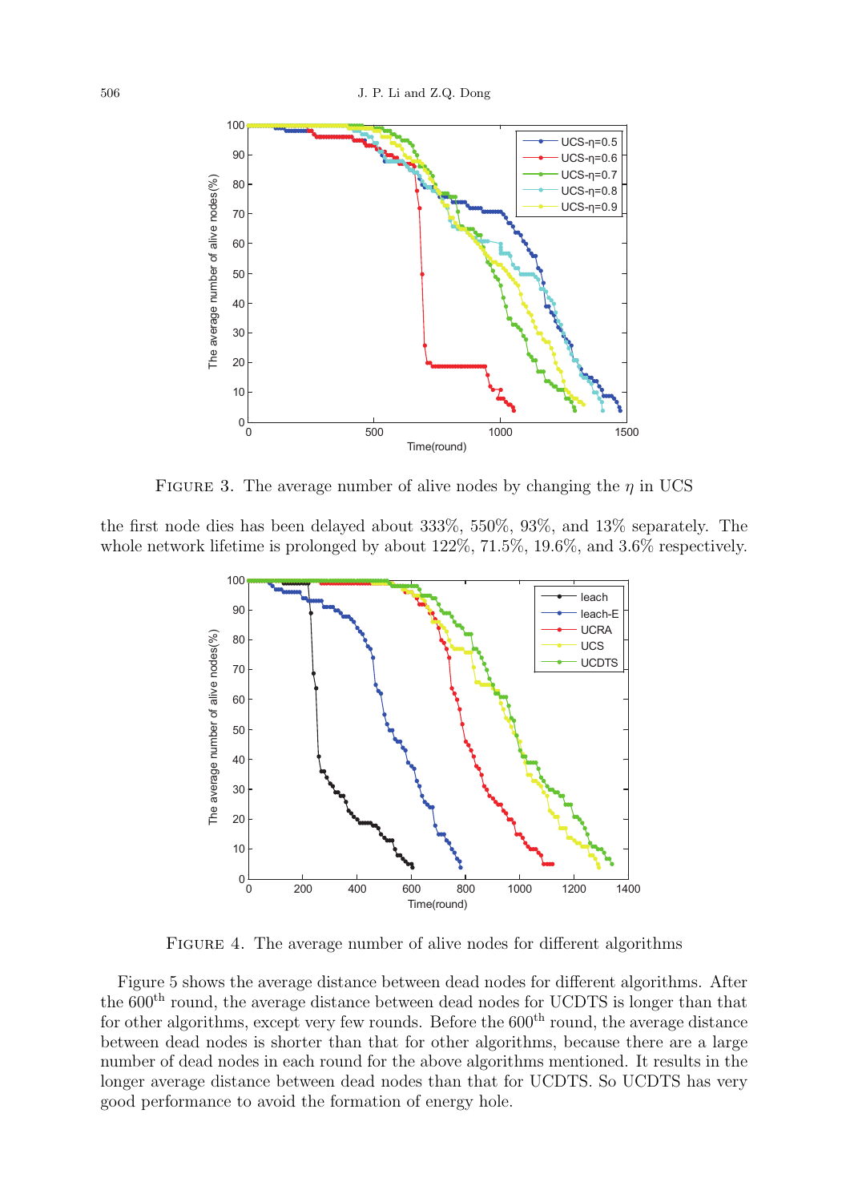FIGURE 3. The average number of alive nodes by changing the $\eta$ in UCS

the first node dies has been delayed about 333%, 550%, 93%, and 13% separately. The whole network lifetime is prolonged by about 122%, 71.5%, 19.6%, and 3.6% respectively.

FIGURE 4. The average number of alive nodes for different algorithms

Figure 5 shows the average distance between dead nodes for different algorithms. After the $600^{\text{th}}$ round, the average distance between dead nodes for UCDTS is longer than that for other algorithms, except very few rounds. Before the $600^{\text{th}}$ round, the average distance between dead nodes is shorter than that for other algorithms, because there are a large number of dead nodes in each round for the above algorithms mentioned. It results in the longer average distance between dead nodes than that for UCDTS. So UCDTS has very good performance to avoid the formation of energy hole.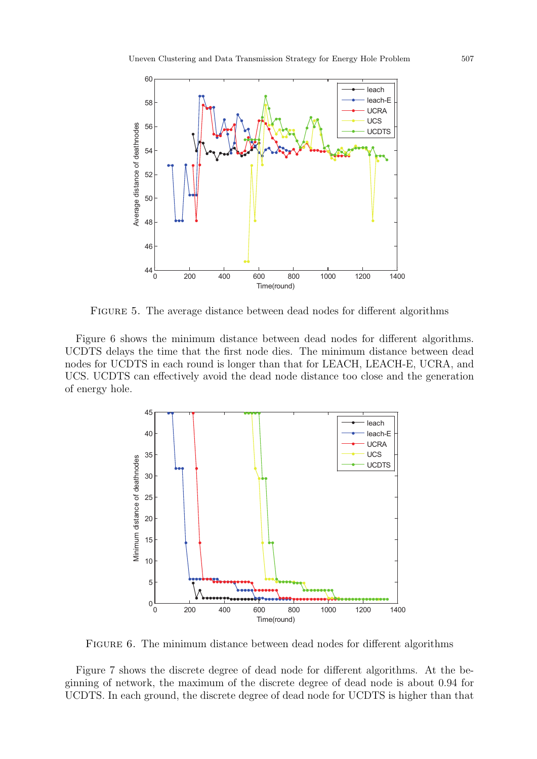FIGURE 5. The average distance between dead nodes for different algorithms

Figure 6 shows the minimum distance between dead nodes for different algorithms. UCDTS delays the time that the first node dies. The minimum distance between dead nodes for UCDTS in each round is longer than that for LEACH, LEACH-E, UCRA, and UCS. UCDTS can effectively avoid the dead node distance too close and the generation of energy hole.

FIGURE 6. The minimum distance between dead nodes for different algorithms

Figure 7 shows the discrete degree of dead node for different algorithms. At the beginning of network, the maximum of the discrete degree of dead node is about 0.94 for UCDTS. In each ground, the discrete degree of dead node for UCDTS is higher than that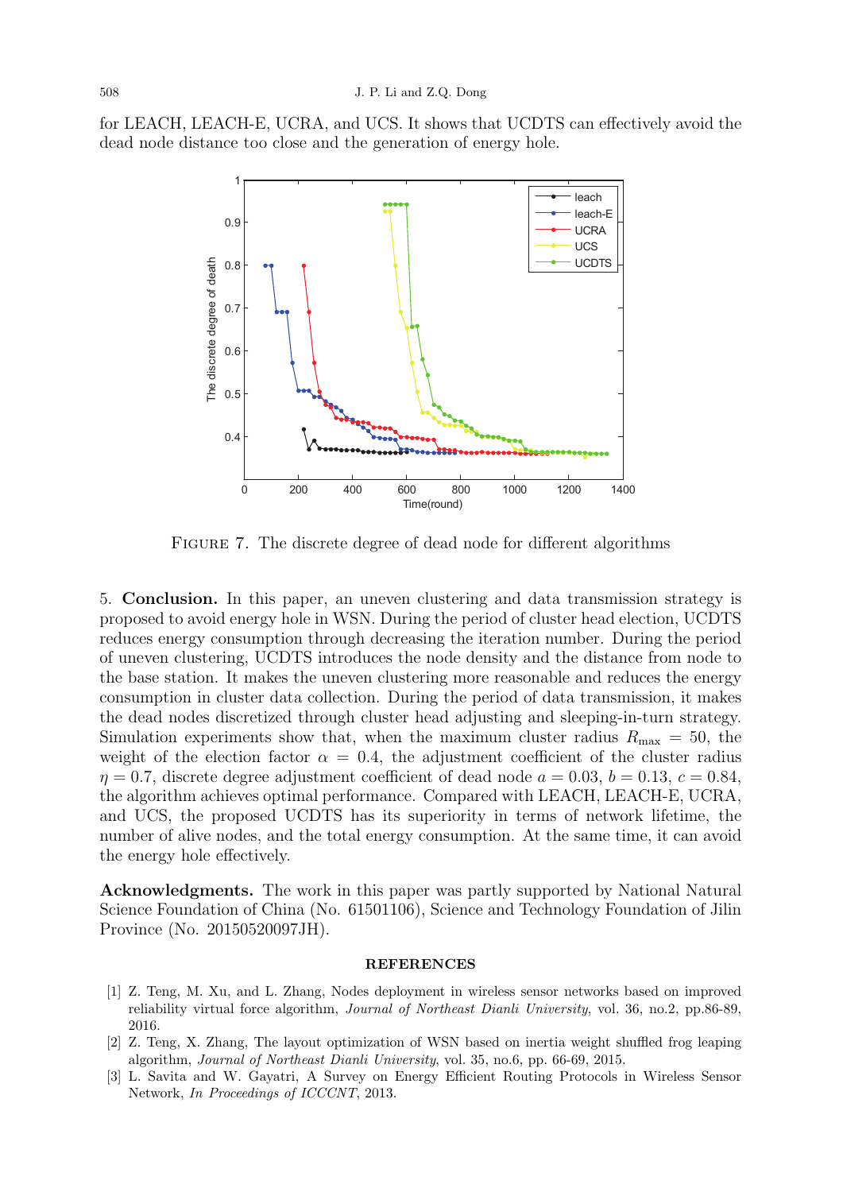for LEACH, LEACH-E, UCRA, and UCS. It shows that UCDTS can effectively avoid the dead node distance too close and the generation of energy hole.

FIGURE 7. The discrete degree of dead node for different algorithms

5. **Conclusion.** In this paper, an uneven clustering and data transmission strategy is proposed to avoid energy hole in WSN. During the period of cluster head election, UCDTS reduces energy consumption through decreasing the iteration number. During the period of uneven clustering, UCDTS introduces the node density and the distance from node to the base station. It makes the uneven clustering more reasonable and reduces the energy consumption in cluster data collection. During the period of data transmission, it makes the dead nodes discretized through cluster head adjusting and sleeping-in-turn strategy. Simulation experiments show that, when the maximum cluster radius $R_{\max} = 50$, the weight of the election factor $\alpha = 0.4$, the adjustment coefficient of the cluster radius $\eta = 0.7$, discrete degree adjustment coefficient of dead node $a = 0.03$, $b = 0.13$, $c = 0.84$, the algorithm achieves optimal performance. Compared with LEACH, LEACH-E, UCRA, and UCS, the proposed UCDTS has its superiority in terms of network lifetime, the number of alive nodes, and the total energy consumption. At the same time, it can avoid the energy hole effectively.

**Acknowledgments.** The work in this paper was partly supported by National Natural Science Foundation of China (No. 61501106), Science and Technology Foundation of Jilin Province (No. 20150520097JH).

## REFERENCES

[1] Z. Teng, M. Xu, and L. Zhang, Nodes deployment in wireless sensor networks based on improved reliability virtual force algorithm, *Journal of Northeast Dianli University*, vol. 36, no.2, pp.86-89, 2016.

[2] Z. Teng, X. Zhang, The layout optimization of WSN based on inertia weight shuffled frog leaping algorithm, *Journal of Northeast Dianli University*, vol. 35, no.6, pp. 66-69, 2015.

[3] L. Savita and W. Gayatri, A Survey on Energy Efficient Routing Protocols in Wireless Sensor Network, *In Proceedings of ICCCNT*, 2013.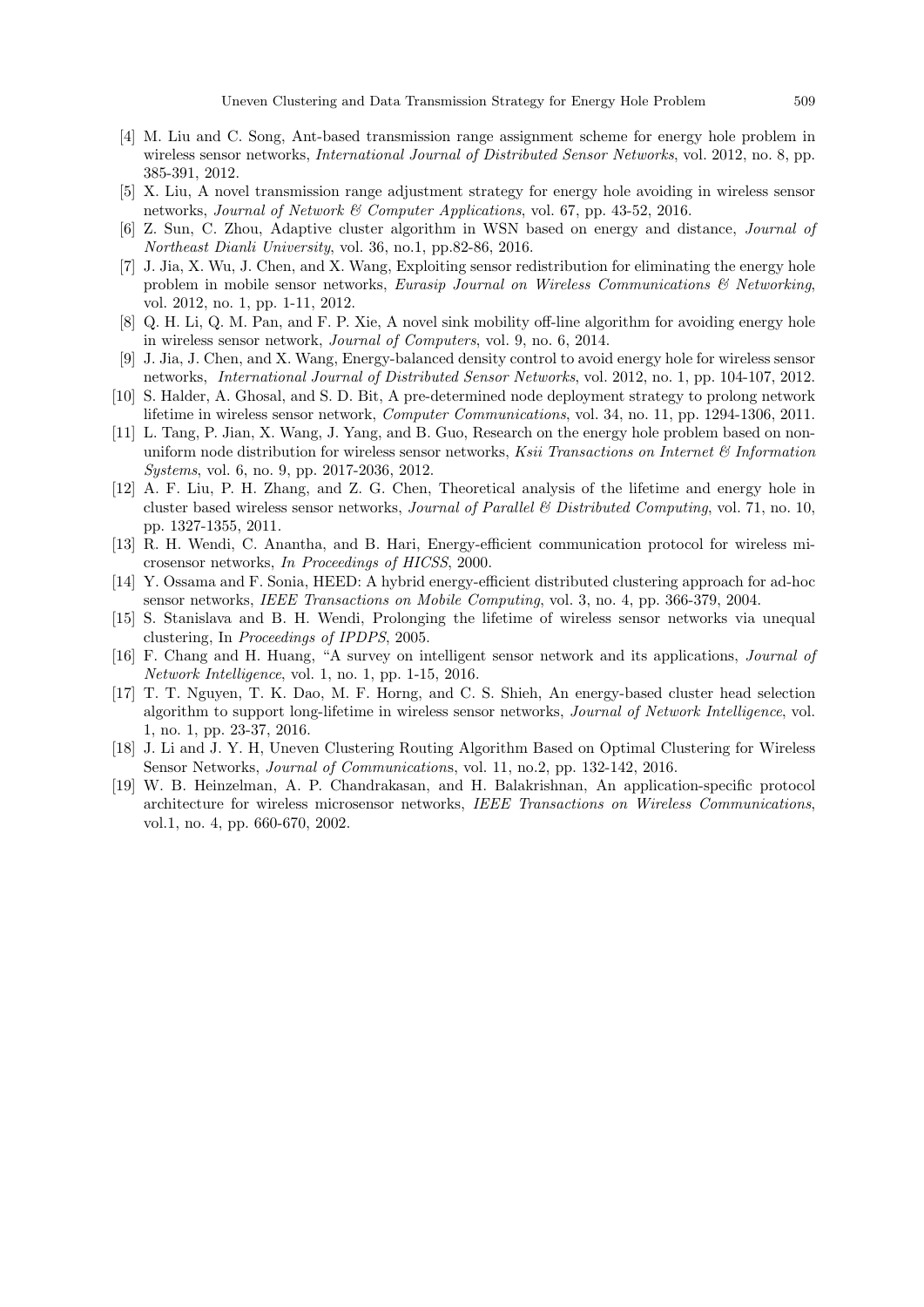[4] M. Liu and C. Song, Ant-based transmission range assignment scheme for energy hole problem in wireless sensor networks, *International Journal of Distributed Sensor Networks*, vol. 2012, no. 8, pp. 385-391, 2012.

[5] X. Liu, A novel transmission range adjustment strategy for energy hole avoiding in wireless sensor networks, *Journal of Network & Computer Applications*, vol. 67, pp. 43-52, 2016.

[6] Z. Sun, C. Zhou, Adaptive cluster algorithm in WSN based on energy and distance, *Journal of Northeast Dianli University*, vol. 36, no.1, pp.82-86, 2016.

[7] J. Jia, X. Wu, J. Chen, and X. Wang, Exploiting sensor redistribution for eliminating the energy hole problem in mobile sensor networks, *Eurasip Journal on Wireless Communications & Networking*, vol. 2012, no. 1, pp. 1-11, 2012.

[8] Q. H. Li, Q. M. Pan, and F. P. Xie, A novel sink mobility off-line algorithm for avoiding energy hole in wireless sensor network, *Journal of Computers*, vol. 9, no. 6, 2014.

[9] J. Jia, J. Chen, and X. Wang, Energy-balanced density control to avoid energy hole for wireless sensor networks, *International Journal of Distributed Sensor Networks*, vol. 2012, no. 1, pp. 104-107, 2012.

[10] S. Halder, A. Ghosal, and S. D. Bit, A pre-determined node deployment strategy to prolong network lifetime in wireless sensor network, *Computer Communications*, vol. 34, no. 11, pp. 1294-1306, 2011.

[11] L. Tang, P. Jian, X. Wang, J. Yang, and B. Guo, Research on the energy hole problem based on non-uniform node distribution for wireless sensor networks, *Ksii Transactions on Internet & Information Systems*, vol. 6, no. 9, pp. 2017-2036, 2012.

[12] A. F. Liu, P. H. Zhang, and Z. G. Chen, Theoretical analysis of the lifetime and energy hole in cluster based wireless sensor networks, *Journal of Parallel & Distributed Computing*, vol. 71, no. 10, pp. 1327-1355, 2011.

[13] R. H. Wendi, C. Anantha, and B. Hari, Energy-efficient communication protocol for wireless microsensor networks, *In Proceedings of HICSS*, 2000.

[14] Y. Ossama and F. Sonia, HEED: A hybrid energy-efficient distributed clustering approach for ad-hoc sensor networks, *IEEE Transactions on Mobile Computing*, vol. 3, no. 4, pp. 366-379, 2004.

[15] S. Stanislava and B. H. Wendi, Prolonging the lifetime of wireless sensor networks via unequal clustering, In *Proceedings of IPDPS*, 2005.

[16] F. Chang and H. Huang, "A survey on intelligent sensor network and its applications, *Journal of Network Intelligence*, vol. 1, no. 1, pp. 1-15, 2016.

[17] T. T. Nguyen, T. K. Dao, M. F. Horng, and C. S. Shieh, An energy-based cluster head selection algorithm to support long-lifetime in wireless sensor networks, *Journal of Network Intelligence*, vol. 1, no. 1, pp. 23-37, 2016.

[18] J. Li and J. Y. H, Uneven Clustering Routing Algorithm Based on Optimal Clustering for Wireless Sensor Networks, *Journal of Communications*, vol. 11, no.2, pp. 132-142, 2016.

[19] W. B. Heinzelman, A. P. Chandrakasan, and H. Balakrishnan, An application-specific protocol architecture for wireless microsensor networks, *IEEE Transactions on Wireless Communications*, vol.1, no. 4, pp. 660-670, 2002.